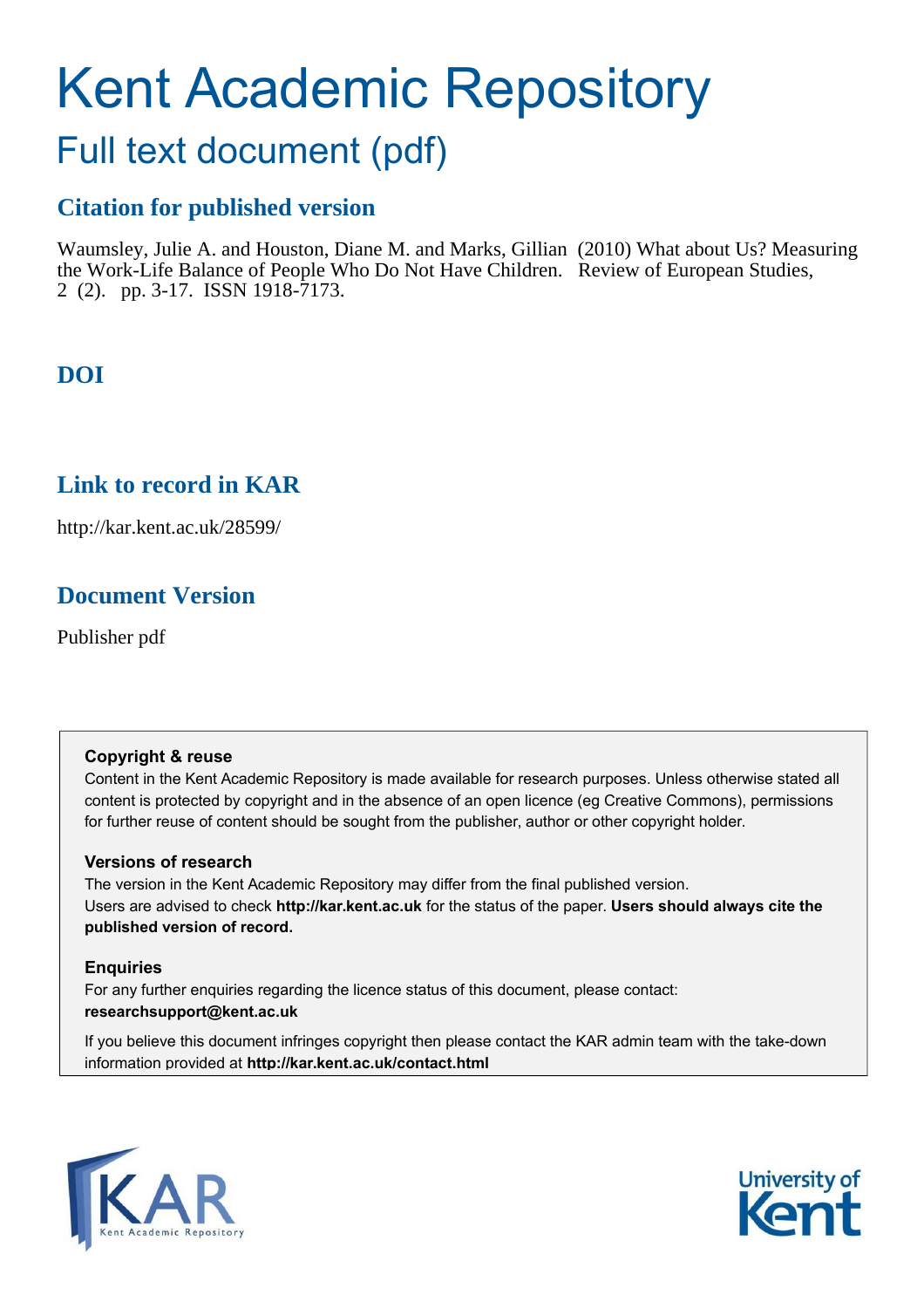# Kent Academic Repository

## Full text document (pdf)

### Citation for published version

Waumsley, Julie A. and Houston, Diane M. and Marks, Gillian (2010) What about Us? Measuring the Work-Life Balance of People Who Do Not Have Children. Review of European Studies, 2 (2). pp. 3-17. ISSN 1918-7173.

### DOI

### Link to record in KAR

http://kar.kent.ac.uk/28599/

### Document Version

Publisher pdf

**Copyright & reuse**

Content in the Kent Academic Repository is made available for research purposes. Unless otherwise stated all content is protected by copyright and in the absence of an open licence (eg Creative Commons), permissions for further reuse of content should be sought from the publisher, author or other copyright holder.

**Versions of research**

The version in the Kent Academic Repository may differ from the final published version. Users are advised to check **http://kar.kent.ac.uk** for the status of the paper. **Users should always cite the published version of record.**

**Enquiries**

For any further enquiries regarding the licence status of this document, please contact: **researchsupport@kent.ac.uk**

If you believe this document infringes copyright then please contact the KAR admin team with the take-down information provided at **http://kar.kent.ac.uk/contact.html**

KAR Kent Academic Repository

University of Kent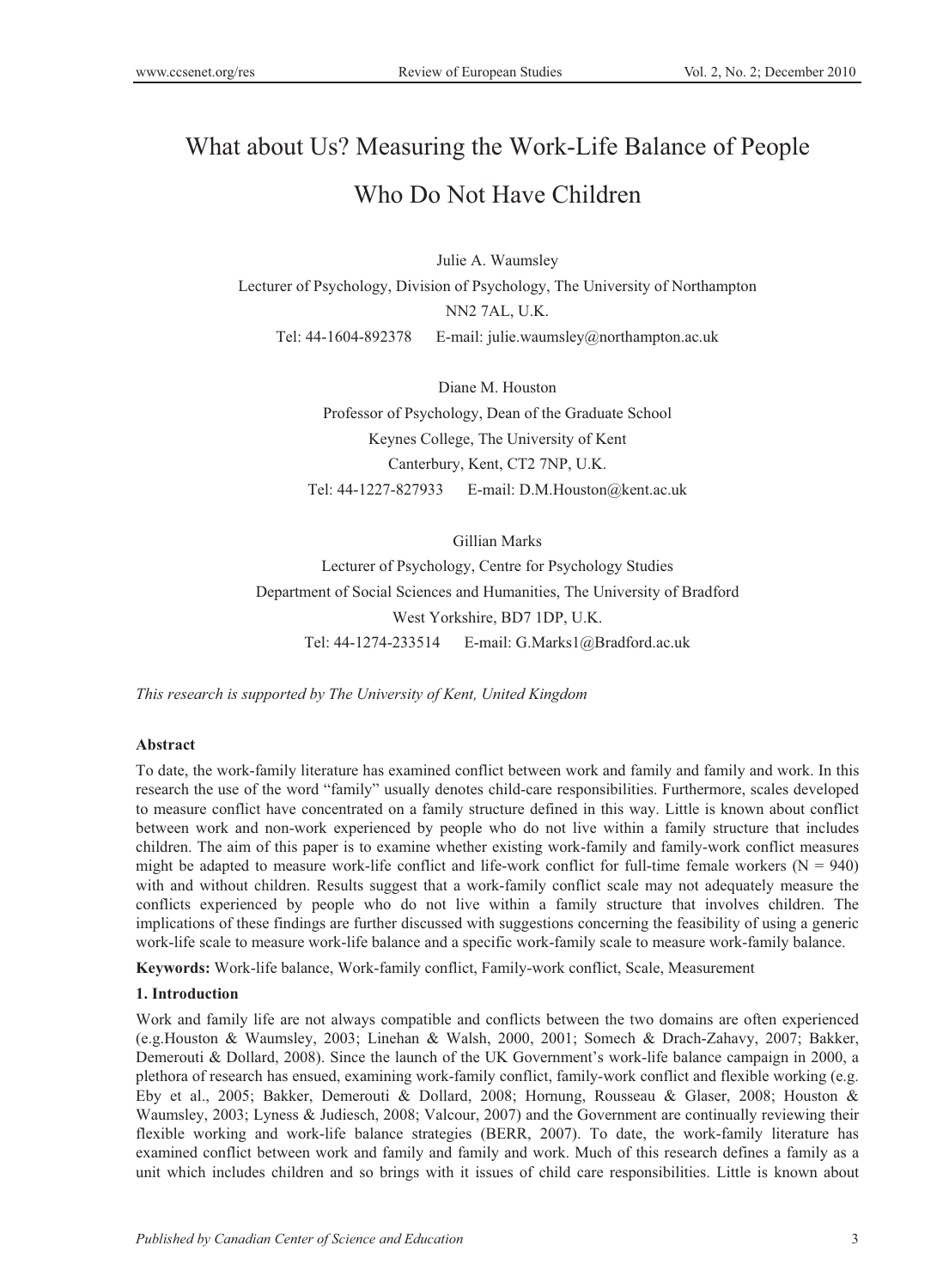# What about Us? Measuring the Work-Life Balance of People Who Do Not Have Children

Julie A. Waumsley

Lecturer of Psychology, Division of Psychology, The University of Northampton

NN2 7AL, U.K.

Tel: 44-1604-892378 E-mail: julie.waumsley@northampton.ac.uk

Diane M. Houston

Professor of Psychology, Dean of the Graduate School

Keynes College, The University of Kent

Canterbury, Kent, CT2 7NP, U.K.

Tel: 44-1227-827933 E-mail: D.M.Houston@kent.ac.uk

Gillian Marks

Lecturer of Psychology, Centre for Psychology Studies

Department of Social Sciences and Humanities, The University of Bradford

West Yorkshire, BD7 1DP, U.K.

Tel: 44-1274-233514 E-mail: G.Marks1@Bradford.ac.uk

*This research is supported by The University of Kent, United Kingdom*

**Abstract**

To date, the work-family literature has examined conflict between work and family and family and work. In this research the use of the word "family" usually denotes child-care responsibilities. Furthermore, scales developed to measure conflict have concentrated on a family structure defined in this way. Little is known about conflict between work and non-work experienced by people who do not live within a family structure that includes children. The aim of this paper is to examine whether existing work-family and family-work conflict measures might be adapted to measure work-life conflict and life-work conflict for full-time female workers ($N = 940$) with and without children. Results suggest that a work-family conflict scale may not adequately measure the conflicts experienced by people who do not live within a family structure that involves children. The implications of these findings are further discussed with suggestions concerning the feasibility of using a generic work-life scale to measure work-life balance and a specific work-family scale to measure work-family balance.

**Keywords:** Work-life balance, Work-family conflict, Family-work conflict, Scale, Measurement

## 1. Introduction

Work and family life are not always compatible and conflicts between the two domains are often experienced (e.g.Houston & Waumsley, 2003; Linehan & Walsh, 2000, 2001; Somech & Drach-Zahavy, 2007; Bakker, Demerouti & Dollard, 2008). Since the launch of the UK Government's work-life balance campaign in 2000, a plethora of research has ensued, examining work-family conflict, family-work conflict and flexible working (e.g. Eby et al., 2005; Bakker, Demerouti & Dollard, 2008; Hornung, Rousseau & Glaser, 2008; Houston & Waumsley, 2003; Lyness & Judiesch, 2008; Valcour, 2007) and the Government are continually reviewing their flexible working and work-life balance strategies (BERR, 2007). To date, the work-family literature has examined conflict between work and family and family and work. Much of this research defines a family as a unit which includes children and so brings with it issues of child care responsibilities. Little is known about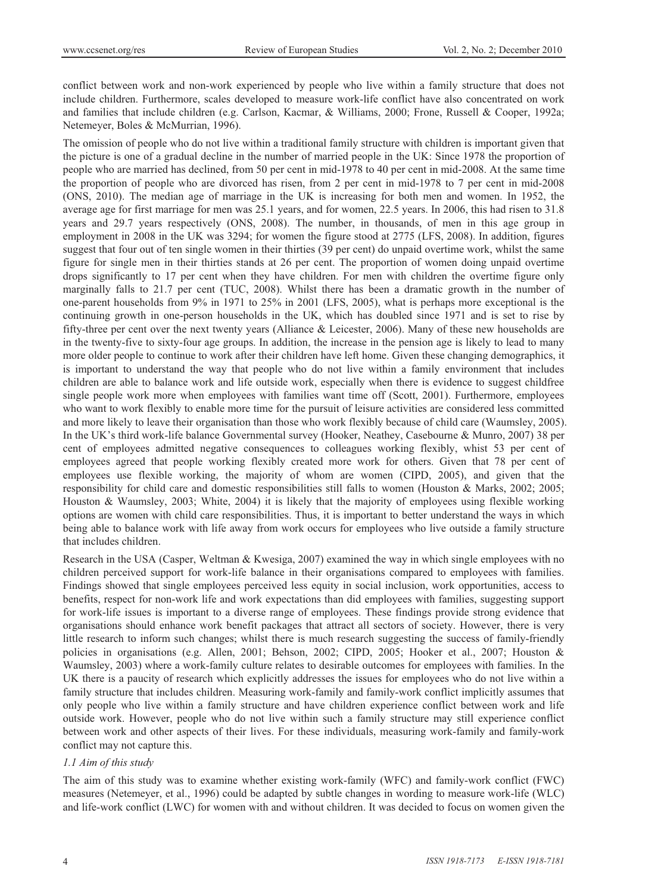conflict between work and non-work experienced by people who live within a family structure that does not include children. Furthermore, scales developed to measure work-life conflict have also concentrated on work and families that include children (e.g. Carlson, Kacmar, & Williams, 2000; Frone, Russell & Cooper, 1992a; Netemeyer, Boles & McMurrian, 1996).

The omission of people who do not live within a traditional family structure with children is important given that the picture is one of a gradual decline in the number of married people in the UK: Since 1978 the proportion of people who are married has declined, from 50 per cent in mid-1978 to 40 per cent in mid-2008. At the same time the proportion of people who are divorced has risen, from 2 per cent in mid-1978 to 7 per cent in mid-2008 (ONS, 2010). The median age of marriage in the UK is increasing for both men and women. In 1952, the average age for first marriage for men was 25.1 years, and for women, 22.5 years. In 2006, this had risen to 31.8 years and 29.7 years respectively (ONS, 2008). The number, in thousands, of men in this age group in employment in 2008 in the UK was 3294; for women the figure stood at 2775 (LFS, 2008). In addition, figures suggest that four out of ten single women in their thirties (39 per cent) do unpaid overtime work, whilst the same figure for single men in their thirties stands at 26 per cent. The proportion of women doing unpaid overtime drops significantly to 17 per cent when they have children. For men with children the overtime figure only marginally falls to 21.7 per cent (TUC, 2008). Whilst there has been a dramatic growth in the number of one-parent households from 9% in 1971 to 25% in 2001 (LFS, 2005), what is perhaps more exceptional is the continuing growth in one-person households in the UK, which has doubled since 1971 and is set to rise by fifty-three per cent over the next twenty years (Alliance & Leicester, 2006). Many of these new households are in the twenty-five to sixty-four age groups. In addition, the increase in the pension age is likely to lead to many more older people to continue to work after their children have left home. Given these changing demographics, it is important to understand the way that people who do not live within a family environment that includes children are able to balance work and life outside work, especially when there is evidence to suggest childfree single people work more when employees with families want time off (Scott, 2001). Furthermore, employees who want to work flexibly to enable more time for the pursuit of leisure activities are considered less committed and more likely to leave their organisation than those who work flexibly because of child care (Waumsley, 2005). In the UK's third work-life balance Governmental survey (Hooker, Neathey, Casebourne & Munro, 2007) 38 per cent of employees admitted negative consequences to colleagues working flexibly, whist 53 per cent of employees agreed that people working flexibly created more work for others. Given that 78 per cent of employees use flexible working, the majority of whom are women (CIPD, 2005), and given that the responsibility for child care and domestic responsibilities still falls to women (Houston & Marks, 2002; 2005; Houston & Waumsley, 2003; White, 2004) it is likely that the majority of employees using flexible working options are women with child care responsibilities. Thus, it is important to better understand the ways in which being able to balance work with life away from work occurs for employees who live outside a family structure that includes children.

Research in the USA (Casper, Weltman & Kwesiga, 2007) examined the way in which single employees with no children perceived support for work-life balance in their organisations compared to employees with families. Findings showed that single employees perceived less equity in social inclusion, work opportunities, access to benefits, respect for non-work life and work expectations than did employees with families, suggesting support for work-life issues is important to a diverse range of employees. These findings provide strong evidence that organisations should enhance work benefit packages that attract all sectors of society. However, there is very little research to inform such changes; whilst there is much research suggesting the success of family-friendly policies in organisations (e.g. Allen, 2001; Behson, 2002; CIPD, 2005; Hooker et al., 2007; Houston & Waumsley, 2003) where a work-family culture relates to desirable outcomes for employees with families. In the UK there is a paucity of research which explicitly addresses the issues for employees who do not live within a family structure that includes children. Measuring work-family and family-work conflict implicitly assumes that only people who live within a family structure and have children experience conflict between work and life outside work. However, people who do not live within such a family structure may still experience conflict between work and other aspects of their lives. For these individuals, measuring work-family and family-work conflict may not capture this.

### *1.1 Aim of this study*

The aim of this study was to examine whether existing work-family (WFC) and family-work conflict (FWC) measures (Netemeyer, et al., 1996) could be adapted by subtle changes in wording to measure work-life (WLC) and life-work conflict (LWC) for women with and without children. It was decided to focus on women given the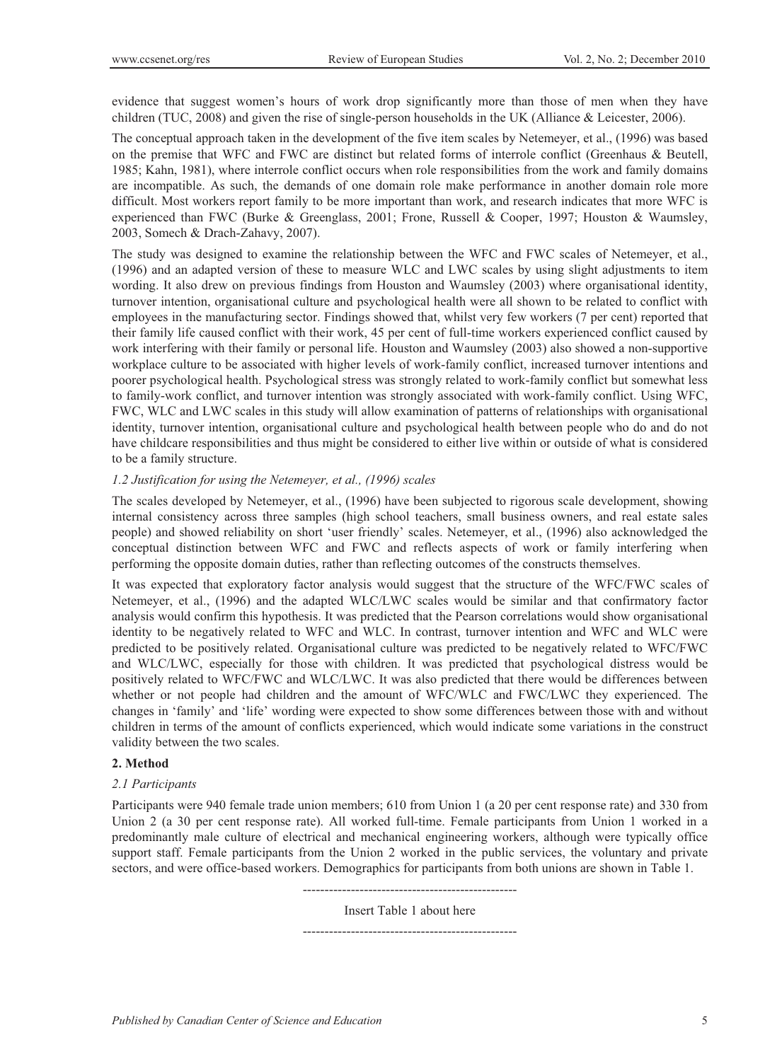evidence that suggest women's hours of work drop significantly more than those of men when they have children (TUC, 2008) and given the rise of single-person households in the UK (Alliance & Leicester, 2006).

The conceptual approach taken in the development of the five item scales by Netemeyer, et al., (1996) was based on the premise that WFC and FWC are distinct but related forms of interrole conflict (Greenhaus & Beutell, 1985; Kahn, 1981), where interrole conflict occurs when role responsibilities from the work and family domains are incompatible. As such, the demands of one domain role make performance in another domain role more difficult. Most workers report family to be more important than work, and research indicates that more WFC is experienced than FWC (Burke & Greenglass, 2001; Frone, Russell & Cooper, 1997; Houston & Waumsley, 2003, Somech & Drach-Zahavy, 2007).

The study was designed to examine the relationship between the WFC and FWC scales of Netemeyer, et al., (1996) and an adapted version of these to measure WLC and LWC scales by using slight adjustments to item wording. It also drew on previous findings from Houston and Waumsley (2003) where organisational identity, turnover intention, organisational culture and psychological health were all shown to be related to conflict with employees in the manufacturing sector. Findings showed that, whilst very few workers (7 per cent) reported that their family life caused conflict with their work, 45 per cent of full-time workers experienced conflict caused by work interfering with their family or personal life. Houston and Waumsley (2003) also showed a non-supportive workplace culture to be associated with higher levels of work-family conflict, increased turnover intentions and poorer psychological health. Psychological stress was strongly related to work-family conflict but somewhat less to family-work conflict, and turnover intention was strongly associated with work-family conflict. Using WFC, FWC, WLC and LWC scales in this study will allow examination of patterns of relationships with organisational identity, turnover intention, organisational culture and psychological health between people who do and do not have childcare responsibilities and thus might be considered to either live within or outside of what is considered to be a family structure.

### *1.2 Justification for using the Netemeyer, et al., (1996) scales*

The scales developed by Netemeyer, et al., (1996) have been subjected to rigorous scale development, showing internal consistency across three samples (high school teachers, small business owners, and real estate sales people) and showed reliability on short 'user friendly' scales. Netemeyer, et al., (1996) also acknowledged the conceptual distinction between WFC and FWC and reflects aspects of work or family interfering when performing the opposite domain duties, rather than reflecting outcomes of the constructs themselves.

It was expected that exploratory factor analysis would suggest that the structure of the WFC/FWC scales of Netemeyer, et al., (1996) and the adapted WLC/LWC scales would be similar and that confirmatory factor analysis would confirm this hypothesis. It was predicted that the Pearson correlations would show organisational identity to be negatively related to WFC and WLC. In contrast, turnover intention and WFC and WLC were predicted to be positively related. Organisational culture was predicted to be negatively related to WFC/FWC and WLC/LWC, especially for those with children. It was predicted that psychological distress would be positively related to WFC/FWC and WLC/LWC. It was also predicted that there would be differences between whether or not people had children and the amount of WFC/WLC and FWC/LWC they experienced. The changes in 'family' and 'life' wording were expected to show some differences between those with and without children in terms of the amount of conflicts experienced, which would indicate some variations in the construct validity between the two scales.

## **2. Method**

### *2.1 Participants*

Participants were 940 female trade union members; 610 from Union 1 (a 20 per cent response rate) and 330 from Union 2 (a 30 per cent response rate). All worked full-time. Female participants from Union 1 worked in a predominantly male culture of electrical and mechanical engineering workers, although were typically office support staff. Female participants from the Union 2 worked in the public services, the voluntary and private sectors, and were office-based workers. Demographics for participants from both unions are shown in Table 1.

-------------------------------------------------

Insert Table 1 about here

-------------------------------------------------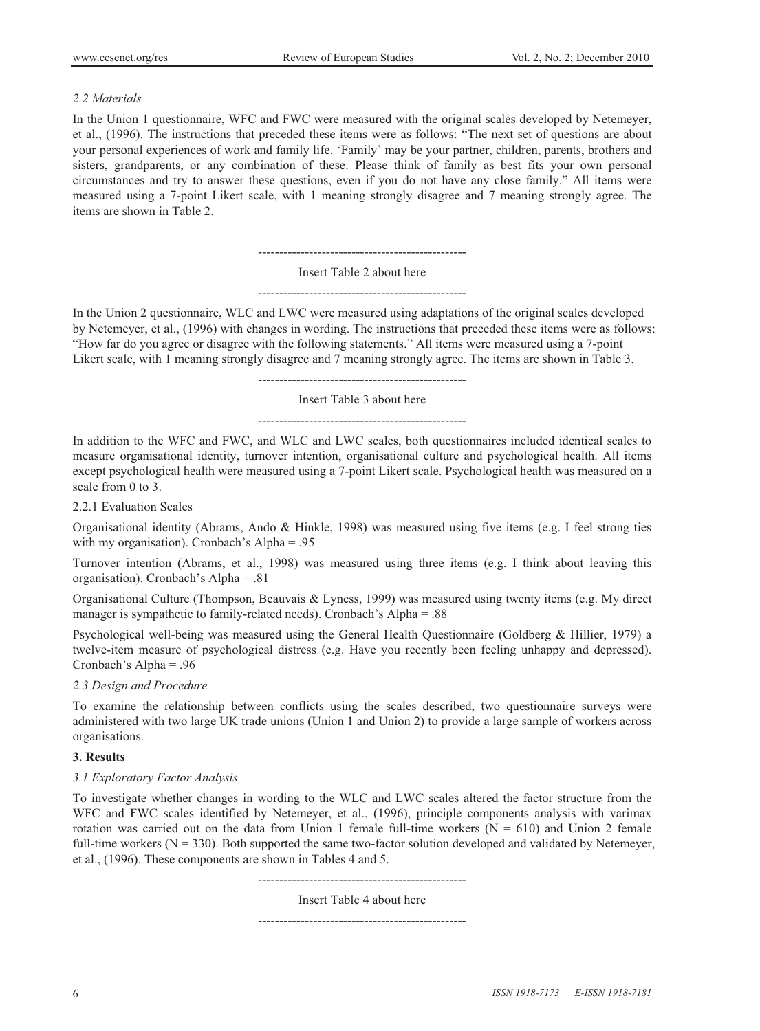### *2.2 Materials*

In the Union 1 questionnaire, WFC and FWC were measured with the original scales developed by Netemeyer, et al., (1996). The instructions that preceded these items were as follows: "The next set of questions are about your personal experiences of work and family life. 'Family' may be your partner, children, parents, brothers and sisters, grandparents, or any combination of these. Please think of family as best fits your own personal circumstances and try to answer these questions, even if you do not have any close family." All items were measured using a 7-point Likert scale, with 1 meaning strongly disagree and 7 meaning strongly agree. The items are shown in Table 2.

-------------------------------------------------

Insert Table 2 about here

-------------------------------------------------

In the Union 2 questionnaire, WLC and LWC were measured using adaptations of the original scales developed by Netemeyer, et al., (1996) with changes in wording. The instructions that preceded these items were as follows: "How far do you agree or disagree with the following statements." All items were measured using a 7-point Likert scale, with 1 meaning strongly disagree and 7 meaning strongly agree. The items are shown in Table 3.

-------------------------------------------------

Insert Table 3 about here

-------------------------------------------------

In addition to the WFC and FWC, and WLC and LWC scales, both questionnaires included identical scales to measure organisational identity, turnover intention, organisational culture and psychological health. All items except psychological health were measured using a 7-point Likert scale. Psychological health was measured on a scale from 0 to 3.

#### 2.2.1 Evaluation Scales

Organisational identity (Abrams, Ando & Hinkle, 1998) was measured using five items (e.g. I feel strong ties with my organisation). Cronbach's Alpha = .95

Turnover intention (Abrams, et al., 1998) was measured using three items (e.g. I think about leaving this organisation). Cronbach's Alpha = .81

Organisational Culture (Thompson, Beauvais & Lyness, 1999) was measured using twenty items (e.g. My direct manager is sympathetic to family-related needs). Cronbach's Alpha = .88

Psychological well-being was measured using the General Health Questionnaire (Goldberg & Hillier, 1979) a twelve-item measure of psychological distress (e.g. Have you recently been feeling unhappy and depressed). Cronbach's Alpha = .96

### *2.3 Design and Procedure*

To examine the relationship between conflicts using the scales described, two questionnaire surveys were administered with two large UK trade unions (Union 1 and Union 2) to provide a large sample of workers across organisations.

## **3. Results**

### *3.1 Exploratory Factor Analysis*

To investigate whether changes in wording to the WLC and LWC scales altered the factor structure from the WFC and FWC scales identified by Netemeyer, et al., (1996), principle components analysis with varimax rotation was carried out on the data from Union 1 female full-time workers ($N = 610$) and Union 2 female full-time workers ($N = 330$). Both supported the same two-factor solution developed and validated by Netemeyer, et al., (1996). These components are shown in Tables 4 and 5.

-------------------------------------------------

Insert Table 4 about here

-------------------------------------------------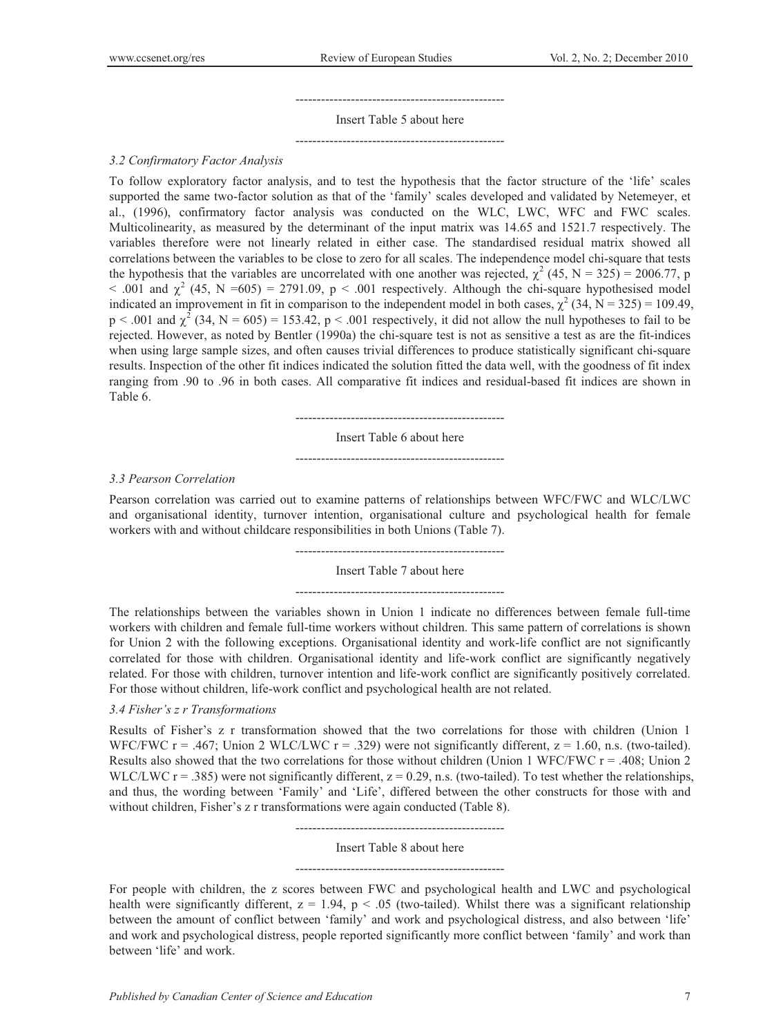-------------------------------------------------

Insert Table 5 about here

-------------------------------------------------

### *3.2 Confirmatory Factor Analysis*

To follow exploratory factor analysis, and to test the hypothesis that the factor structure of the 'life' scales supported the same two-factor solution as that of the 'family' scales developed and validated by Netemeyer, et al., (1996), confirmatory factor analysis was conducted on the WLC, LWC, WFC and FWC scales. Multicolinearity, as measured by the determinant of the input matrix was 14.65 and 1521.7 respectively. The variables therefore were not linearly related in either case. The standardised residual matrix showed all correlations between the variables to be close to zero for all scales. The independence model chi-square that tests the hypothesis that the variables are uncorrelated with one another was rejected, $\chi^2$ (45, N = 325) = 2006.77, $p < .001$ and $\chi^2$ (45, N =605) = 2791.09, $p < .001$ respectively. Although the chi-square hypothesised model indicated an improvement in fit in comparison to the independent model in both cases, $\chi^2$ (34, N = 325) = 109.49, $p < .001$ and $\chi^2$ (34, N = 605) = 153.42, $p < .001$ respectively, it did not allow the null hypotheses to fail to be rejected. However, as noted by Bentler (1990a) the chi-square test is not as sensitive a test as are the fit-indices when using large sample sizes, and often causes trivial differences to produce statistically significant chi-square results. Inspection of the other fit indices indicated the solution fitted the data well, with the goodness of fit index ranging from .90 to .96 in both cases. All comparative fit indices and residual-based fit indices are shown in Table 6.

-------------------------------------------------

Insert Table 6 about here

-------------------------------------------------

### *3.3 Pearson Correlation*

Pearson correlation was carried out to examine patterns of relationships between WFC/FWC and WLC/LWC and organisational identity, turnover intention, organisational culture and psychological health for female workers with and without childcare responsibilities in both Unions (Table 7).

-------------------------------------------------

Insert Table 7 about here

-------------------------------------------------

The relationships between the variables shown in Union 1 indicate no differences between female full-time workers with children and female full-time workers without children. This same pattern of correlations is shown for Union 2 with the following exceptions. Organisational identity and work-life conflict are not significantly correlated for those with children. Organisational identity and life-work conflict are significantly negatively related. For those with children, turnover intention and life-work conflict are significantly positively correlated. For those without children, life-work conflict and psychological health are not related.

### *3.4 Fisher's z r Transformations*

Results of Fisher's z r transformation showed that the two correlations for those with children (Union 1 WFC/FWC r = .467; Union 2 WLC/LWC r = .329) were not significantly different, z = 1.60, n.s. (two-tailed). Results also showed that the two correlations for those without children (Union 1 WFC/FWC r = .408; Union 2 WLC/LWC r = .385) were not significantly different, z = 0.29, n.s. (two-tailed). To test whether the relationships, and thus, the wording between 'Family' and 'Life', differed between the other constructs for those with and without children, Fisher's z r transformations were again conducted (Table 8).

-------------------------------------------------

Insert Table 8 about here

-------------------------------------------------

For people with children, the z scores between FWC and psychological health and LWC and psychological health were significantly different, z = 1.94, $p < .05$ (two-tailed). Whilst there was a significant relationship between the amount of conflict between 'family' and work and psychological distress, and also between 'life' and work and psychological distress, people reported significantly more conflict between 'family' and work than between 'life' and work.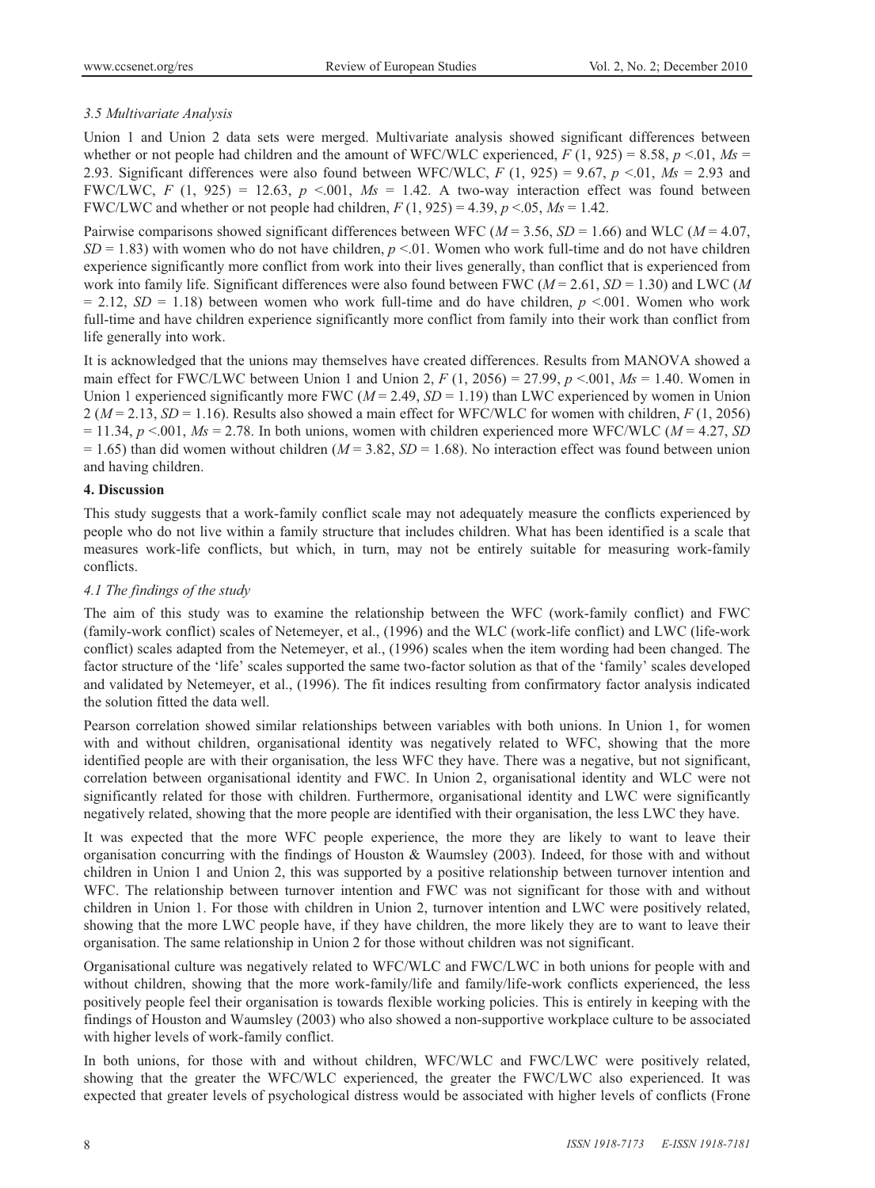### 3.5 Multivariate Analysis

Union 1 and Union 2 data sets were merged. Multivariate analysis showed significant differences between whether or not people had children and the amount of WFC/WLC experienced, $F$ (1, 925) = 8.58, $p$ <.01, $Ms$ = 2.93. Significant differences were also found between WFC/WLC, $F$ (1, 925) = 9.67, $p$ <.01, $Ms$ = 2.93 and FWC/LWC, $F$ (1, 925) = 12.63, $p$ <.001, $Ms$ = 1.42. A two-way interaction effect was found between FWC/LWC and whether or not people had children, $F$ (1, 925) = 4.39, $p$ <.05, $Ms$ = 1.42.

Pairwise comparisons showed significant differences between WFC ($M$ = 3.56, $SD$ = 1.66) and WLC ($M$ = 4.07, $SD$ = 1.83) with women who do not have children, $p$ <.01. Women who work full-time and do not have children experience significantly more conflict from work into their lives generally, than conflict that is experienced from work into family life. Significant differences were also found between FWC ($M$ = 2.61, $SD$ = 1.30) and LWC ($M$ = 2.12, $SD$ = 1.18) between women who work full-time and do have children, $p$ <.001. Women who work full-time and have children experience significantly more conflict from family into their work than conflict from life generally into work.

It is acknowledged that the unions may themselves have created differences. Results from MANOVA showed a main effect for FWC/LWC between Union 1 and Union 2, $F$ (1, 2056) = 27.99, $p$ <.001, $Ms$ = 1.40. Women in Union 1 experienced significantly more FWC ($M$ = 2.49, $SD$ = 1.19) than LWC experienced by women in Union 2 ($M$ = 2.13, $SD$ = 1.16). Results also showed a main effect for WFC/WLC for women with children, $F$ (1, 2056) = 11.34, $p$ <.001, $Ms$ = 2.78. In both unions, women with children experienced more WFC/WLC ($M$ = 4.27, $SD$ = 1.65) than did women without children ($M$ = 3.82, $SD$ = 1.68). No interaction effect was found between union and having children.

## 4. Discussion

This study suggests that a work-family conflict scale may not adequately measure the conflicts experienced by people who do not live within a family structure that includes children. What has been identified is a scale that measures work-life conflicts, but which, in turn, may not be entirely suitable for measuring work-family conflicts.

### 4.1 The findings of the study

The aim of this study was to examine the relationship between the WFC (work-family conflict) and FWC (family-work conflict) scales of Netemeyer, et al., (1996) and the WLC (work-life conflict) and LWC (life-work conflict) scales adapted from the Netemeyer, et al., (1996) scales when the item wording had been changed. The factor structure of the 'life' scales supported the same two-factor solution as that of the 'family' scales developed and validated by Netemeyer, et al., (1996). The fit indices resulting from confirmatory factor analysis indicated the solution fitted the data well.

Pearson correlation showed similar relationships between variables with both unions. In Union 1, for women with and without children, organisational identity was negatively related to WFC, showing that the more identified people are with their organisation, the less WFC they have. There was a negative, but not significant, correlation between organisational identity and FWC. In Union 2, organisational identity and WLC were not significantly related for those with children. Furthermore, organisational identity and LWC were significantly negatively related, showing that the more people are identified with their organisation, the less LWC they have.

It was expected that the more WFC people experience, the more they are likely to want to leave their organisation concurring with the findings of Houston & Waumsley (2003). Indeed, for those with and without children in Union 1 and Union 2, this was supported by a positive relationship between turnover intention and WFC. The relationship between turnover intention and FWC was not significant for those with and without children in Union 1. For those with children in Union 2, turnover intention and LWC were positively related, showing that the more LWC people have, if they have children, the more likely they are to want to leave their organisation. The same relationship in Union 2 for those without children was not significant.

Organisational culture was negatively related to WFC/WLC and FWC/LWC in both unions for people with and without children, showing that the more work-family/life and family/life-work conflicts experienced, the less positively people feel their organisation is towards flexible working policies. This is entirely in keeping with the findings of Houston and Waumsley (2003) who also showed a non-supportive workplace culture to be associated with higher levels of work-family conflict.

In both unions, for those with and without children, WFC/WLC and FWC/LWC were positively related, showing that the greater the WFC/WLC experienced, the greater the FWC/LWC also experienced. It was expected that greater levels of psychological distress would be associated with higher levels of conflicts (Frone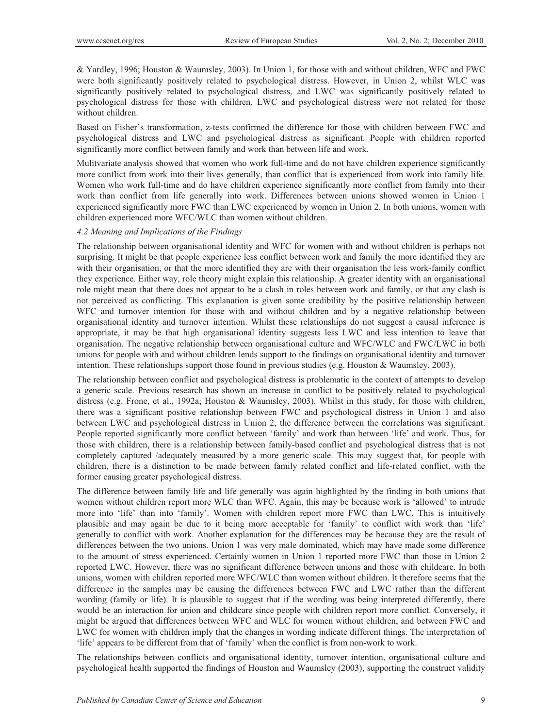& Yardley, 1996; Houston & Waumsley, 2003). In Union 1, for those with and without children, WFC and FWC were both significantly positively related to psychological distress. However, in Union 2, whilst WLC was significantly positively related to psychological distress, and LWC was significantly positively related to psychological distress for those with children, LWC and psychological distress were not related for those without children.

Based on Fisher's transformation, z-tests confirmed the difference for those with children between FWC and psychological distress and LWC and psychological distress as significant. People with children reported significantly more conflict between family and work than between life and work.

Mulitvariate analysis showed that women who work full-time and do not have children experience significantly more conflict from work into their lives generally, than conflict that is experienced from work into family life. Women who work full-time and do have children experience significantly more conflict from family into their work than conflict from life generally into work. Differences between unions showed women in Union 1 experienced significantly more FWC than LWC experienced by women in Union 2. In both unions, women with children experienced more WFC/WLC than women without children.

*4.2 Meaning and Implications of the Findings*

The relationship between organisational identity and WFC for women with and without children is perhaps not surprising. It might be that people experience less conflict between work and family the more identified they are with their organisation, or that the more identified they are with their organisation the less work-family conflict they experience. Either way, role theory might explain this relationship. A greater identity with an organisational role might mean that there does not appear to be a clash in roles between work and family, or that any clash is not perceived as conflicting. This explanation is given some credibility by the positive relationship between WFC and turnover intention for those with and without children and by a negative relationship between organisational identity and turnover intention. Whilst these relationships do not suggest a causal inference is appropriate, it may be that high organisational identity suggests less LWC and less intention to leave that organisation. The negative relationship between organisational culture and WFC/WLC and FWC/LWC in both unions for people with and without children lends support to the findings on organisational identity and turnover intention. These relationships support those found in previous studies (e.g. Houston & Waumsley, 2003).

The relationship between conflict and psychological distress is problematic in the context of attempts to develop a generic scale. Previous research has shown an increase in conflict to be positively related to psychological distress (e.g. Frone, et al., 1992a; Houston & Waumsley, 2003). Whilst in this study, for those with children, there was a significant positive relationship between FWC and psychological distress in Union 1 and also between LWC and psychological distress in Union 2, the difference between the correlations was significant. People reported significantly more conflict between 'family' and work than between 'life' and work. Thus, for those with children, there is a relationship between family-based conflict and psychological distress that is not completely captured /adequately measured by a more generic scale. This may suggest that, for people with children, there is a distinction to be made between family related conflict and life-related conflict, with the former causing greater psychological distress.

The difference between family life and life generally was again highlighted by the finding in both unions that women without children report more WLC than WFC. Again, this may be because work is 'allowed' to intrude more into 'life' than into 'family'. Women with children report more FWC than LWC. This is intuitively plausible and may again be due to it being more acceptable for 'family' to conflict with work than 'life' generally to conflict with work. Another explanation for the differences may be because they are the result of differences between the two unions. Union 1 was very male dominated, which may have made some difference to the amount of stress experienced. Certainly women in Union 1 reported more FWC than those in Union 2 reported LWC. However, there was no significant difference between unions and those with childcare. In both unions, women with children reported more WFC/WLC than women without children. It therefore seems that the difference in the samples may be causing the differences between FWC and LWC rather than the different wording (family or life). It is plausible to suggest that if the wording was being interpreted differently, there would be an interaction for union and childcare since people with children report more conflict. Conversely, it might be argued that differences between WFC and WLC for women without children, and between FWC and LWC for women with children imply that the changes in wording indicate different things. The interpretation of 'life' appears to be different from that of 'family' when the conflict is from non-work to work.

The relationships between conflicts and organisational identity, turnover intention, organisational culture and psychological health supported the findings of Houston and Waumsley (2003), supporting the construct validity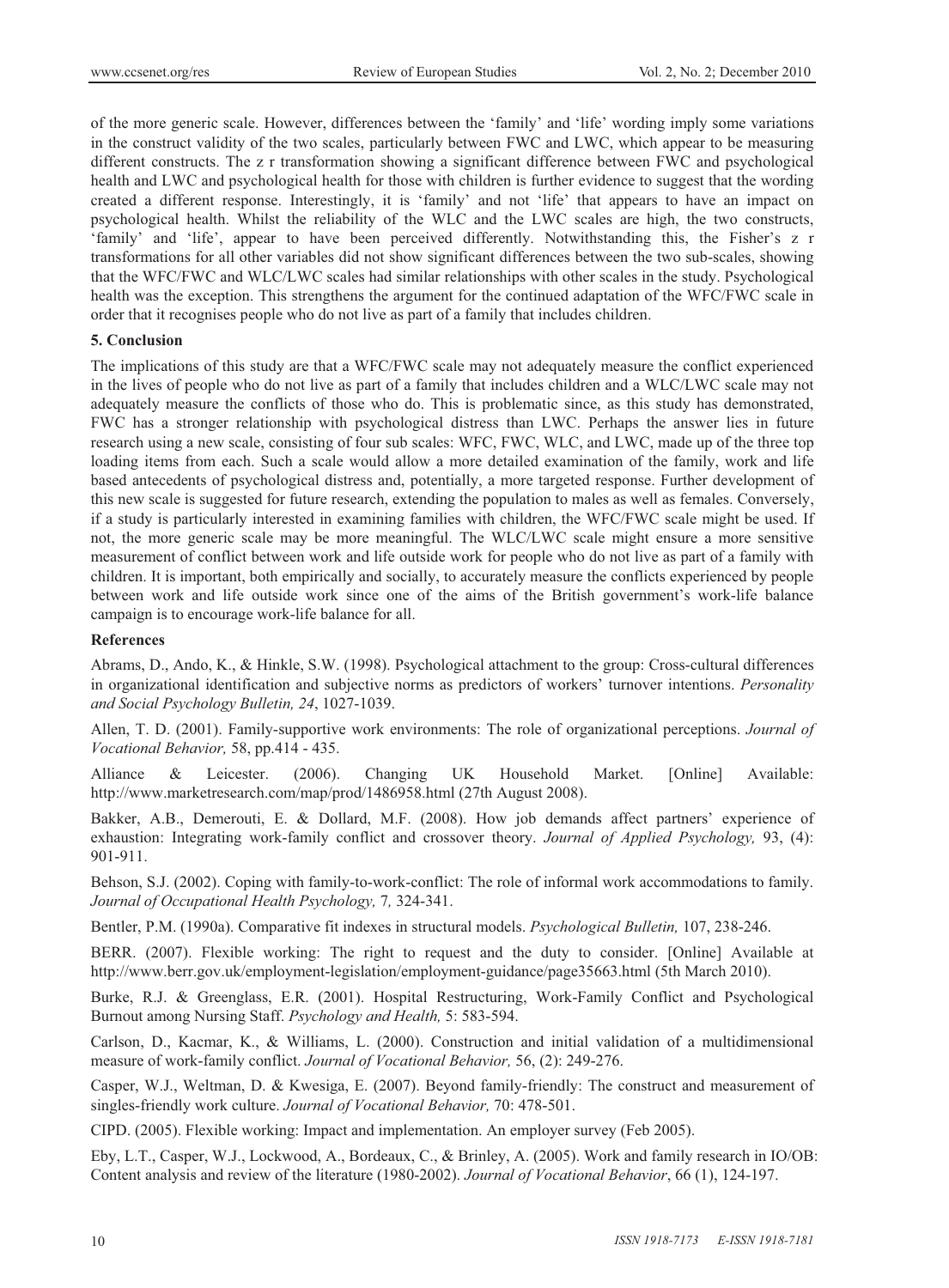of the more generic scale. However, differences between the 'family' and 'life' wording imply some variations in the construct validity of the two scales, particularly between FWC and LWC, which appear to be measuring different constructs. The z r transformation showing a significant difference between FWC and psychological health and LWC and psychological health for those with children is further evidence to suggest that the wording created a different response. Interestingly, it is 'family' and not 'life' that appears to have an impact on psychological health. Whilst the reliability of the WLC and the LWC scales are high, the two constructs, 'family' and 'life', appear to have been perceived differently. Notwithstanding this, the Fisher's z r transformations for all other variables did not show significant differences between the two sub-scales, showing that the WFC/FWC and WLC/LWC scales had similar relationships with other scales in the study. Psychological health was the exception. This strengthens the argument for the continued adaptation of the WFC/FWC scale in order that it recognises people who do not live as part of a family that includes children.

## 5. Conclusion

The implications of this study are that a WFC/FWC scale may not adequately measure the conflict experienced in the lives of people who do not live as part of a family that includes children and a WLC/LWC scale may not adequately measure the conflicts of those who do. This is problematic since, as this study has demonstrated, FWC has a stronger relationship with psychological distress than LWC. Perhaps the answer lies in future research using a new scale, consisting of four sub scales: WFC, FWC, WLC, and LWC, made up of the three top loading items from each. Such a scale would allow a more detailed examination of the family, work and life based antecedents of psychological distress and, potentially, a more targeted response. Further development of this new scale is suggested for future research, extending the population to males as well as females. Conversely, if a study is particularly interested in examining families with children, the WFC/FWC scale might be used. If not, the more generic scale may be more meaningful. The WLC/LWC scale might ensure a more sensitive measurement of conflict between work and life outside work for people who do not live as part of a family with children. It is important, both empirically and socially, to accurately measure the conflicts experienced by people between work and life outside work since one of the aims of the British government's work-life balance campaign is to encourage work-life balance for all.

## References

Abrams, D., Ando, K., & Hinkle, S.W. (1998). Psychological attachment to the group: Cross-cultural differences in organizational identification and subjective norms as predictors of workers' turnover intentions. *Personality and Social Psychology Bulletin, 24*, 1027-1039.

Allen, T. D. (2001). Family-supportive work environments: The role of organizational perceptions. *Journal of Vocational Behavior,* 58, pp.414 - 435.

Alliance & Leicester. (2006). Changing UK Household Market. [Online] Available: http://www.marketresearch.com/map/prod/1486958.html (27th August 2008).

Bakker, A.B., Demerouti, E. & Dollard, M.F. (2008). How job demands affect partners' experience of exhaustion: Integrating work-family conflict and crossover theory. *Journal of Applied Psychology,* 93, (4): 901-911.

Behson, S.J. (2002). Coping with family-to-work-conflict: The role of informal work accommodations to family. *Journal of Occupational Health Psychology,* 7*,* 324-341.

Bentler, P.M. (1990a). Comparative fit indexes in structural models. *Psychological Bulletin,* 107, 238-246.

BERR. (2007). Flexible working: The right to request and the duty to consider. [Online] Available at http://www.berr.gov.uk/employment-legislation/employment-guidance/page35663.html (5th March 2010).

Burke, R.J. & Greenglass, E.R. (2001). Hospital Restructuring, Work-Family Conflict and Psychological Burnout among Nursing Staff. *Psychology and Health,* 5: 583-594.

Carlson, D., Kacmar, K., & Williams, L. (2000). Construction and initial validation of a multidimensional measure of work-family conflict. *Journal of Vocational Behavior,* 56, (2): 249-276.

Casper, W.J., Weltman, D. & Kwesiga, E. (2007). Beyond family-friendly: The construct and measurement of singles-friendly work culture. *Journal of Vocational Behavior,* 70: 478-501.

CIPD. (2005). Flexible working: Impact and implementation. An employer survey (Feb 2005).

Eby, L.T., Casper, W.J., Lockwood, A., Bordeaux, C., & Brinley, A. (2005). Work and family research in IO/OB: Content analysis and review of the literature (1980-2002). *Journal of Vocational Behavior*, 66 (1), 124-197.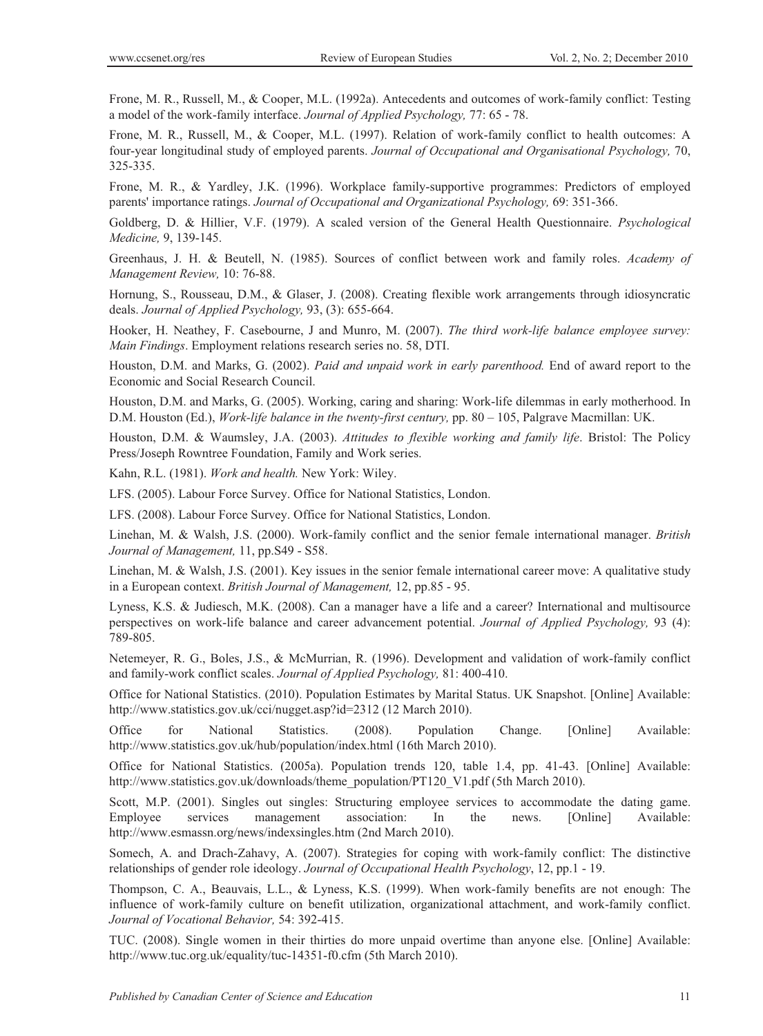Frone, M. R., Russell, M., & Cooper, M.L. (1992a). Antecedents and outcomes of work-family conflict: Testing a model of the work-family interface. *Journal of Applied Psychology,* 77: 65 - 78.

Frone, M. R., Russell, M., & Cooper, M.L. (1997). Relation of work-family conflict to health outcomes: A four-year longitudinal study of employed parents. *Journal of Occupational and Organisational Psychology,* 70, 325-335.

Frone, M. R., & Yardley, J.K. (1996). Workplace family-supportive programmes: Predictors of employed parents' importance ratings. *Journal of Occupational and Organizational Psychology,* 69: 351-366.

Goldberg, D. & Hillier, V.F. (1979). A scaled version of the General Health Questionnaire. *Psychological Medicine,* 9, 139-145.

Greenhaus, J. H. & Beutell, N. (1985). Sources of conflict between work and family roles. *Academy of Management Review,* 10: 76-88.

Hornung, S., Rousseau, D.M., & Glaser, J. (2008). Creating flexible work arrangements through idiosyncratic deals. *Journal of Applied Psychology,* 93, (3): 655-664.

Hooker, H. Neathey, F. Casebourne, J and Munro, M. (2007). *The third work-life balance employee survey: Main Findings*. Employment relations research series no. 58, DTI.

Houston, D.M. and Marks, G. (2002). *Paid and unpaid work in early parenthood.* End of award report to the Economic and Social Research Council.

Houston, D.M. and Marks, G. (2005). Working, caring and sharing: Work-life dilemmas in early motherhood. In D.M. Houston (Ed.), *Work-life balance in the twenty-first century,* pp. 80 – 105, Palgrave Macmillan: UK.

Houston, D.M. & Waumsley, J.A. (2003). *Attitudes to flexible working and family life*. Bristol: The Policy Press/Joseph Rowntree Foundation, Family and Work series.

Kahn, R.L. (1981). *Work and health.* New York: Wiley.

LFS. (2005). Labour Force Survey. Office for National Statistics, London.

LFS. (2008). Labour Force Survey. Office for National Statistics, London.

Linehan, M. & Walsh, J.S. (2000). Work-family conflict and the senior female international manager. *British Journal of Management,* 11, pp.S49 - S58.

Linehan, M. & Walsh, J.S. (2001). Key issues in the senior female international career move: A qualitative study in a European context. *British Journal of Management,* 12, pp.85 - 95.

Lyness, K.S. & Judiesch, M.K. (2008). Can a manager have a life and a career? International and multisource perspectives on work-life balance and career advancement potential. *Journal of Applied Psychology,* 93 (4): 789-805.

Netemeyer, R. G., Boles, J.S., & McMurrian, R. (1996). Development and validation of work-family conflict and family-work conflict scales. *Journal of Applied Psychology,* 81: 400-410.

Office for National Statistics. (2010). Population Estimates by Marital Status. UK Snapshot. [Online] Available: http://www.statistics.gov.uk/cci/nugget.asp?id=2312 (12 March 2010).

Office for National Statistics. (2008). Population Change. [Online] Available: http://www.statistics.gov.uk/hub/population/index.html (16th March 2010).

Office for National Statistics. (2005a). Population trends 120, table 1.4, pp. 41-43. [Online] Available: http://www.statistics.gov.uk/downloads/theme_population/PT120_V1.pdf (5th March 2010).

Scott, M.P. (2001). Singles out singles: Structuring employee services to accommodate the dating game. Employee services management association: In the news. [Online] Available: http://www.esmassn.org/news/indexsingles.htm (2nd March 2010).

Somech, A. and Drach-Zahavy, A. (2007). Strategies for coping with work-family conflict: The distinctive relationships of gender role ideology. *Journal of Occupational Health Psychology*, 12, pp.1 - 19.

Thompson, C. A., Beauvais, L.L., & Lyness, K.S. (1999). When work-family benefits are not enough: The influence of work-family culture on benefit utilization, organizational attachment, and work-family conflict. *Journal of Vocational Behavior,* 54: 392-415.

TUC. (2008). Single women in their thirties do more unpaid overtime than anyone else. [Online] Available: http://www.tuc.org.uk/equality/tuc-14351-f0.cfm (5th March 2010).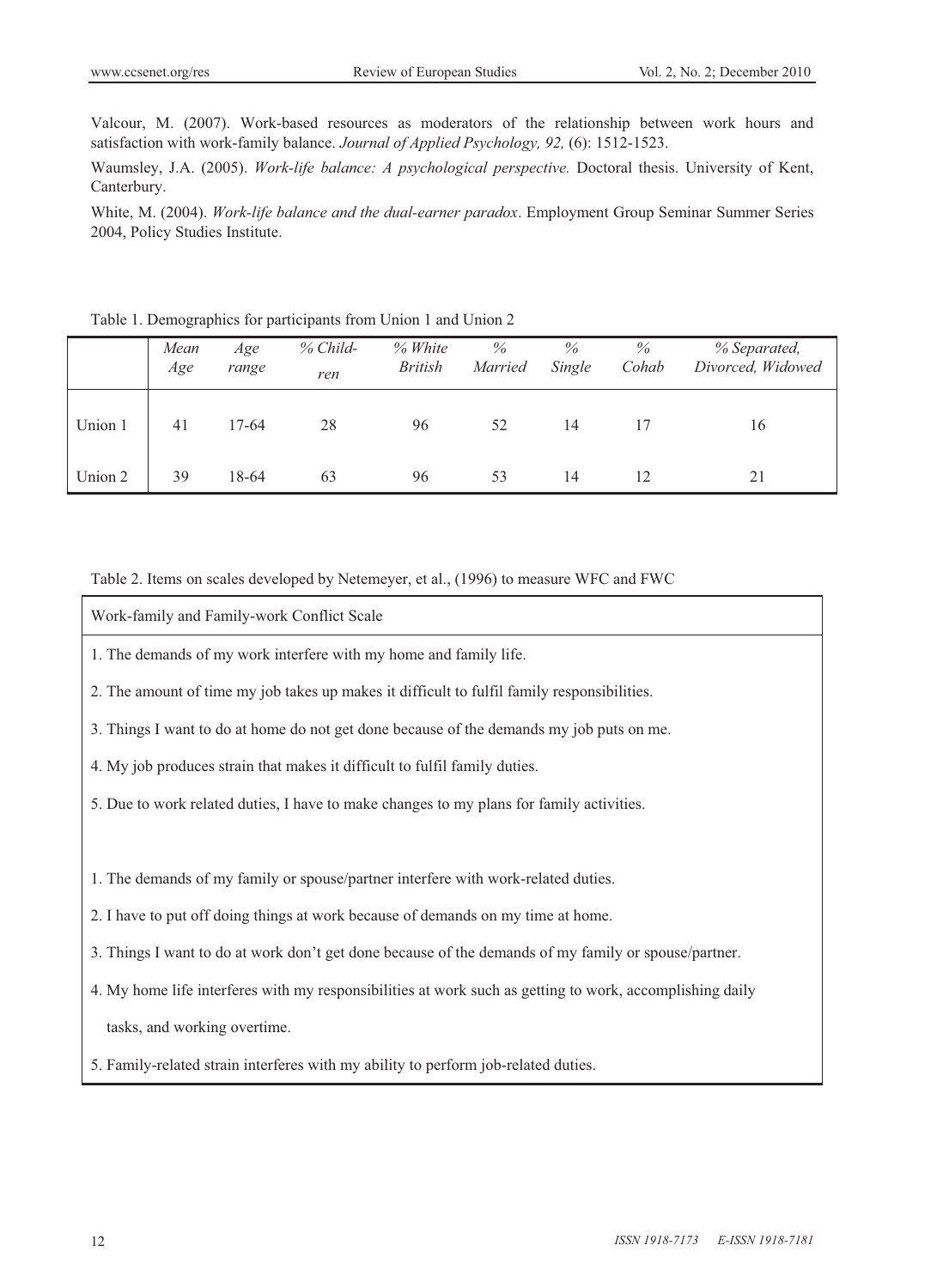Valcour, M. (2007). Work-based resources as moderators of the relationship between work hours and satisfaction with work-family balance. *Journal of Applied Psychology, 92,* (6): 1512-1523.

Waumsley, J.A. (2005). *Work-life balance: A psychological perspective.* Doctoral thesis. University of Kent, Canterbury.

White, M. (2004). *Work-life balance and the dual-earner paradox*. Employment Group Seminar Summer Series 2004, Policy Studies Institute.

Table 1. Demographics for participants from Union 1 and Union 2

| | *Mean Age* | *Age range* | *% Children* | *% White British* | *% Married* | *% Single* | *% Cohab* | *% Separated, Divorced, Widowed* |
|---|---|---|---|---|---|---|---|---|
| Union 1 | 41 | 17-64 | 28 | 96 | 52 | 14 | 17 | 16 |
| Union 2 | 39 | 18-64 | 63 | 96 | 53 | 14 | 12 | 21 |

Table 2. Items on scales developed by Netemeyer, et al., (1996) to measure WFC and FWC

| Work-family and Family-work Conflict Scale |
|---|
| 1. The demands of my work interfere with my home and family life. |
| 2. The amount of time my job takes up makes it difficult to fulfil family responsibilities. |
| 3. Things I want to do at home do not get done because of the demands my job puts on me. |
| 4. My job produces strain that makes it difficult to fulfil family duties. |
| 5. Due to work related duties, I have to make changes to my plans for family activities. |
| |
| 1. The demands of my family or spouse/partner interfere with work-related duties. |
| 2. I have to put off doing things at work because of demands on my time at home. |
| 3. Things I want to do at work don't get done because of the demands of my family or spouse/partner. |
| 4. My home life interferes with my responsibilities at work such as getting to work, accomplishing daily tasks, and working overtime. |
| 5. Family-related strain interferes with my ability to perform job-related duties. |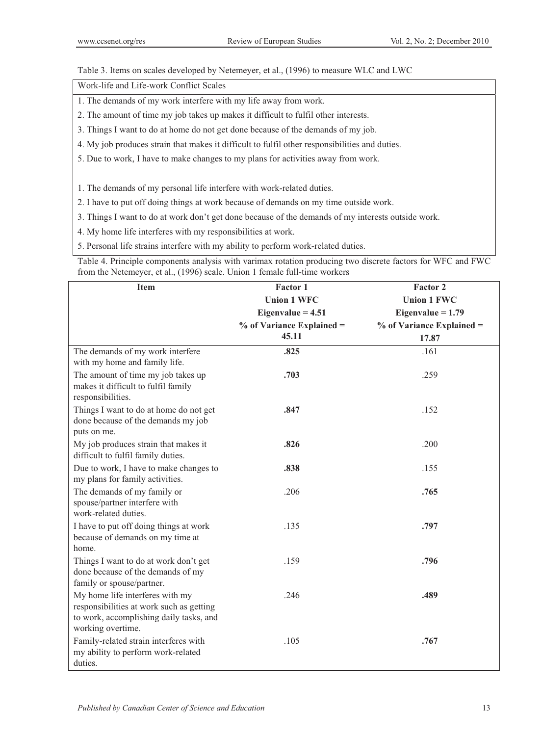Table 3. Items on scales developed by Netemeyer, et al., (1996) to measure WLC and LWC

| Work-life and Life-work Conflict Scales |
| --- |
| 1. The demands of my work interfere with my life away from work. |
| 2. The amount of time my job takes up makes it difficult to fulfil other interests. |
| 3. Things I want to do at home do not get done because of the demands of my job. |
| 4. My job produces strain that makes it difficult to fulfil other responsibilities and duties. |
| 5. Due to work, I have to make changes to my plans for activities away from work. |
| |
| 1. The demands of my personal life interfere with work-related duties. |
| 2. I have to put off doing things at work because of demands on my time outside work. |
| 3. Things I want to do at work don't get done because of the demands of my interests outside work. |
| 4. My home life interferes with my responsibilities at work. |
| 5. Personal life strains interfere with my ability to perform work-related duties. |

Table 4. Principle components analysis with varimax rotation producing two discrete factors for WFC and FWC from the Netemeyer, et al., (1996) scale. Union 1 female full-time workers

| **Item** | **Factor 1**<br>**Union 1 WFC**<br>**Eigenvalue = 4.51**<br>**% of Variance Explained = 45.11** | **Factor 2**<br>**Union 1 FWC**<br>**Eigenvalue = 1.79**<br>**% of Variance Explained = 17.87** |
| --- | --- | --- |
| The demands of my work interfere with my home and family life. | **.825** | .161 |
| The amount of time my job takes up makes it difficult to fulfil family responsibilities. | **.703** | .259 |
| Things I want to do at home do not get done because of the demands my job puts on me. | **.847** | .152 |
| My job produces strain that makes it difficult to fulfil family duties. | **.826** | .200 |
| Due to work, I have to make changes to my plans for family activities. | **.838** | .155 |
| The demands of my family or spouse/partner interfere with work-related duties. | .206 | **.765** |
| I have to put off doing things at work because of demands on my time at home. | .135 | **.797** |
| Things I want to do at work don't get done because of the demands of my family or spouse/partner. | .159 | **.796** |
| My home life interferes with my responsibilities at work such as getting to work, accomplishing daily tasks, and working overtime. | .246 | **.489** |
| Family-related strain interferes with my ability to perform work-related duties. | .105 | **.767** |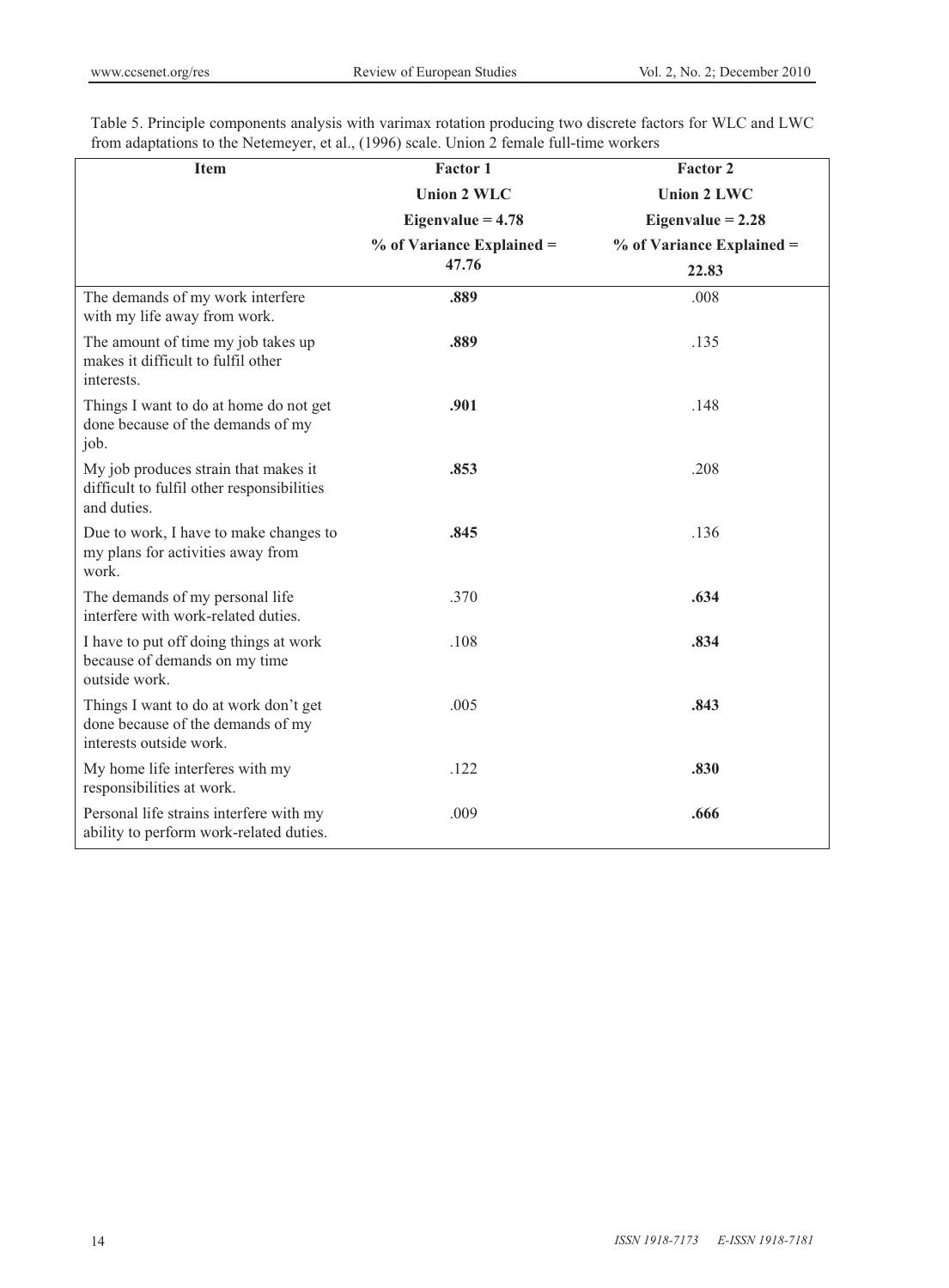Table 5. Principle components analysis with varimax rotation producing two discrete factors for WLC and LWC from adaptations to the Netemeyer, et al., (1996) scale. Union 2 female full-time workers

| Item | Factor 1<br>Union 2 WLC<br>Eigenvalue = 4.78<br>% of Variance Explained = 47.76 | Factor 2<br>Union 2 LWC<br>Eigenvalue = 2.28<br>% of Variance Explained = 22.83 |
|---|---|---|
| The demands of my work interfere with my life away from work. | **.889** | .008 |
| The amount of time my job takes up makes it difficult to fulfil other interests. | **.889** | .135 |
| Things I want to do at home do not get done because of the demands of my job. | **.901** | .148 |
| My job produces strain that makes it difficult to fulfil other responsibilities and duties. | **.853** | .208 |
| Due to work, I have to make changes to my plans for activities away from work. | **.845** | .136 |
| The demands of my personal life interfere with work-related duties. | .370 | **.634** |
| I have to put off doing things at work because of demands on my time outside work. | .108 | **.834** |
| Things I want to do at work don't get done because of the demands of my interests outside work. | .005 | **.843** |
| My home life interferes with my responsibilities at work. | .122 | **.830** |
| Personal life strains interfere with my ability to perform work-related duties. | .009 | **.666** |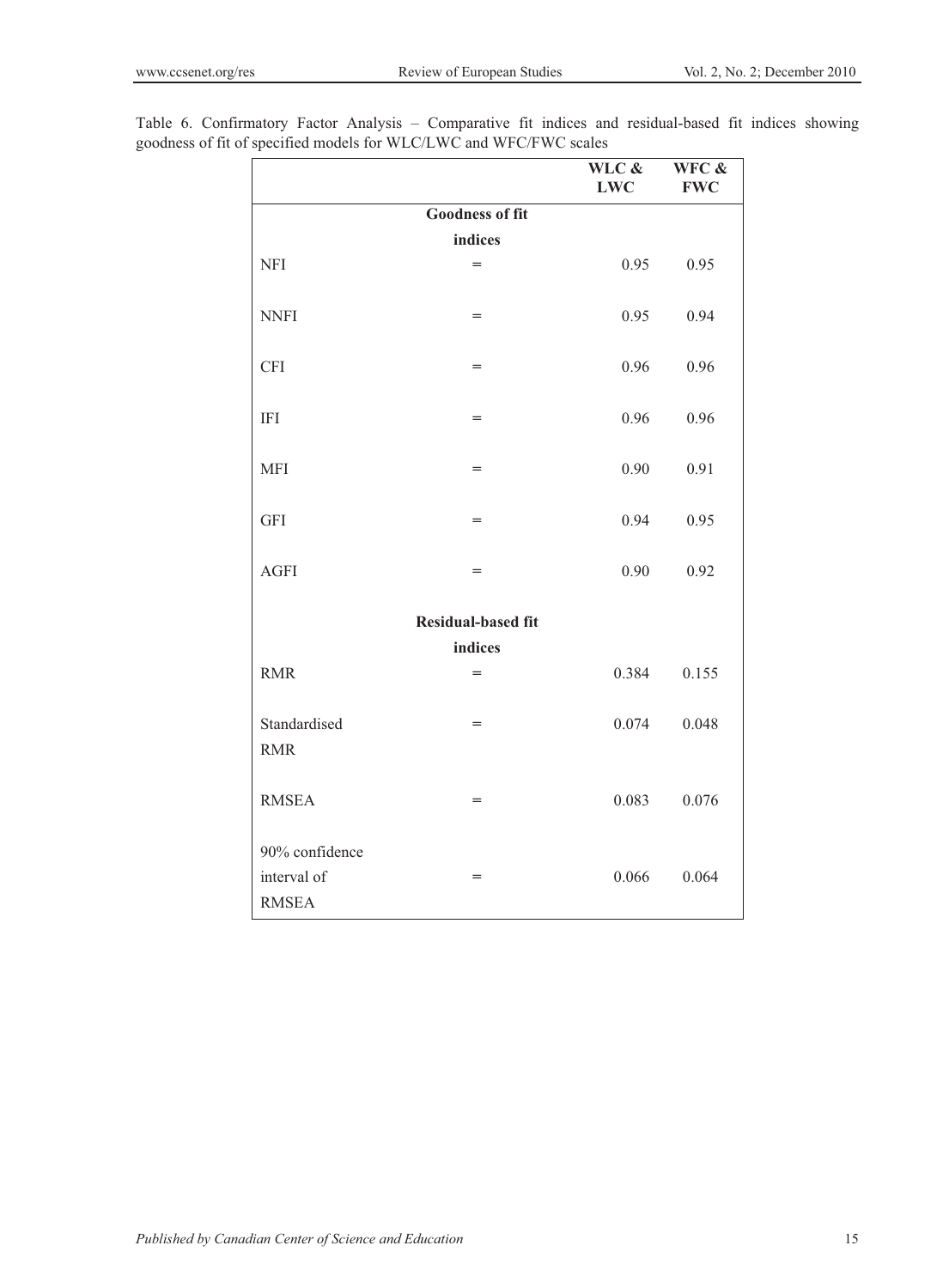Table 6. Confirmatory Factor Analysis – Comparative fit indices and residual-based fit indices showing goodness of fit of specified models for WLC/LWC and WFC/FWC scales

| | | WLC & LWC | WFC & FWC |
|---|---|---|---|
| | **Goodness of fit indices** | | |
| NFI | = | 0.95 | 0.95 |
| NNFI | = | 0.95 | 0.94 |
| CFI | = | 0.96 | 0.96 |
| IFI | = | 0.96 | 0.96 |
| MFI | = | 0.90 | 0.91 |
| GFI | = | 0.94 | 0.95 |
| AGFI | = | 0.90 | 0.92 |
| | **Residual-based fit indices** | | |
| RMR | = | 0.384 | 0.155 |
| Standardised RMR | = | 0.074 | 0.048 |
| RMSEA | = | 0.083 | 0.076 |
| 90% confidence interval of RMSEA | = | 0.066 | 0.064 |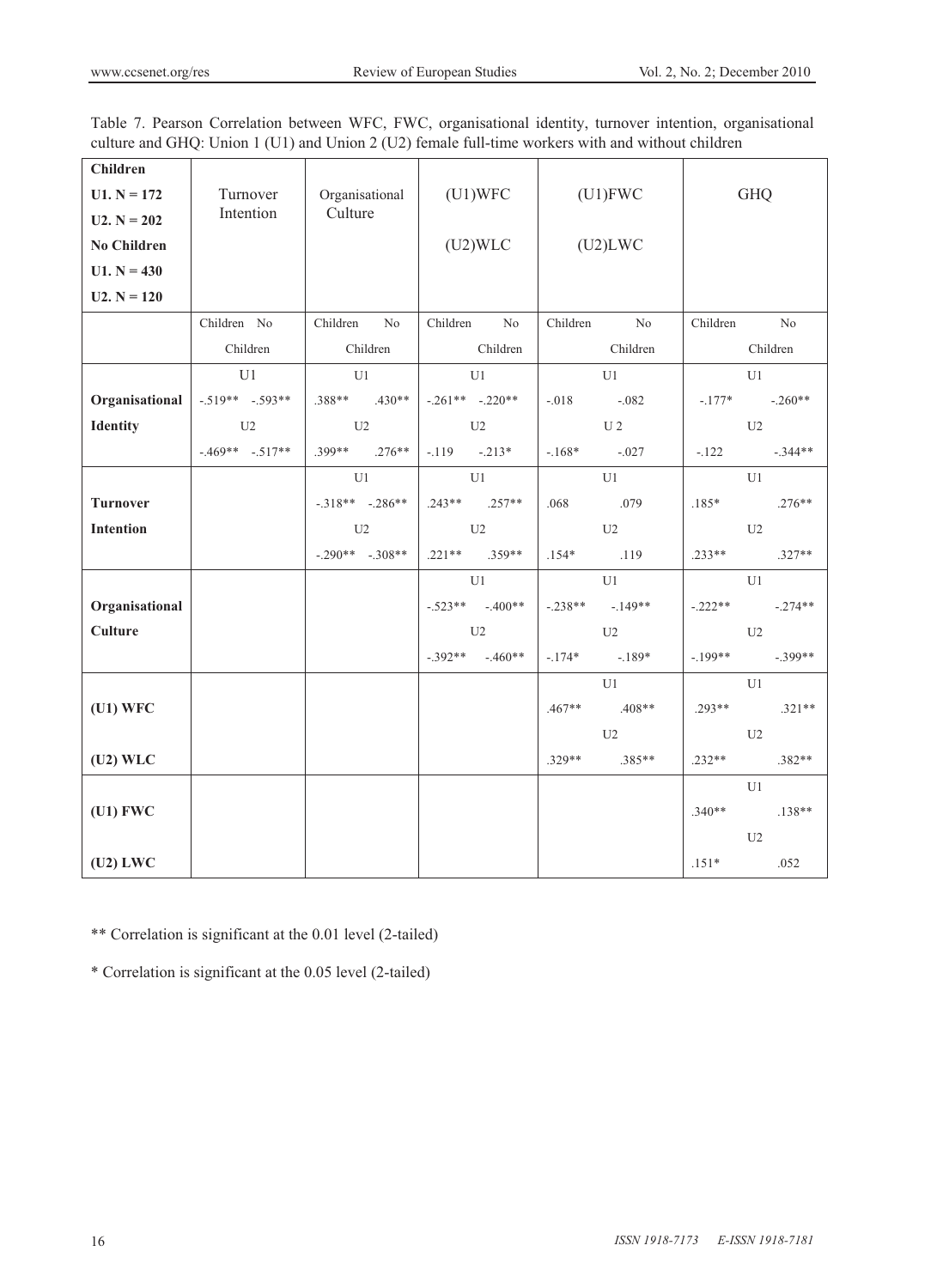Table 7. Pearson Correlation between WFC, FWC, organisational identity, turnover intention, organisational culture and GHQ: Union 1 (U1) and Union 2 (U2) female full-time workers with and without children

| Children<br>U1. N = 172<br>U2. N = 202<br>No Children<br>U1. N = 430<br>U2. N = 120 | Turnover Intention | | Organisational Culture | | (U1)WFC<br>(U2)WLC | | (U1)FWC<br>(U2)LWC | | GHQ | |
|---|---|---|---|---|---|---|---|---|---|---|
| | Children | No Children | Children | No Children | Children | No Children | Children | No Children | Children | No Children |
| **Organisational Identity** | U1 | | U1 | | U1 | | U1 | | U1 | |
| | -.519** | -.593** | .388** | .430** | -.261** | -.220** | -.018 | -.082 | -.177* | -.260** |
| | U2 | | U2 | | U2 | | U2 | | U2 | |
| | -.469** | -.517** | .399** | .276** | -.119 | -.213* | -.168* | -.027 | -.122 | -.344** |
| **Turnover Intention** | | | U1 | | U1 | | U1 | | U1 | |
| | | | -.318** | -.286** | .243** | .257** | .068 | .079 | .185* | .276** |
| | | | U2 | | U2 | | U2 | | U2 | |
| | | | -.290** | -.308** | .221** | .359** | .154* | .119 | .233** | .327** |
| **Organisational Culture** | | | | | U1 | | U1 | | U1 | |
| | | | | | -.523** | -.400** | -.238** | -.149** | -.222** | -.274** |
| | | | | | U2 | | U2 | | U2 | |
| | | | | | -.392** | -.460** | -.174* | -.189* | -.199** | -.399** |
| **(U1) WFC** | | | | | | | U1 | | U1 | |
| | | | | | | | .467** | .408** | .293** | .321** |
| | | | | | | | U2 | | U2 | |
| **(U2) WLC** | | | | | | | .329** | .385** | .232** | .382** |
| **(U1) FWC** | | | | | | | | | U1 | |
| | | | | | | | | | .340** | .138** |
| | | | | | | | | | U2 | |
| **(U2) LWC** | | | | | | | | | .151* | .052 |

** Correlation is significant at the 0.01 level (2-tailed)

* Correlation is significant at the 0.05 level (2-tailed)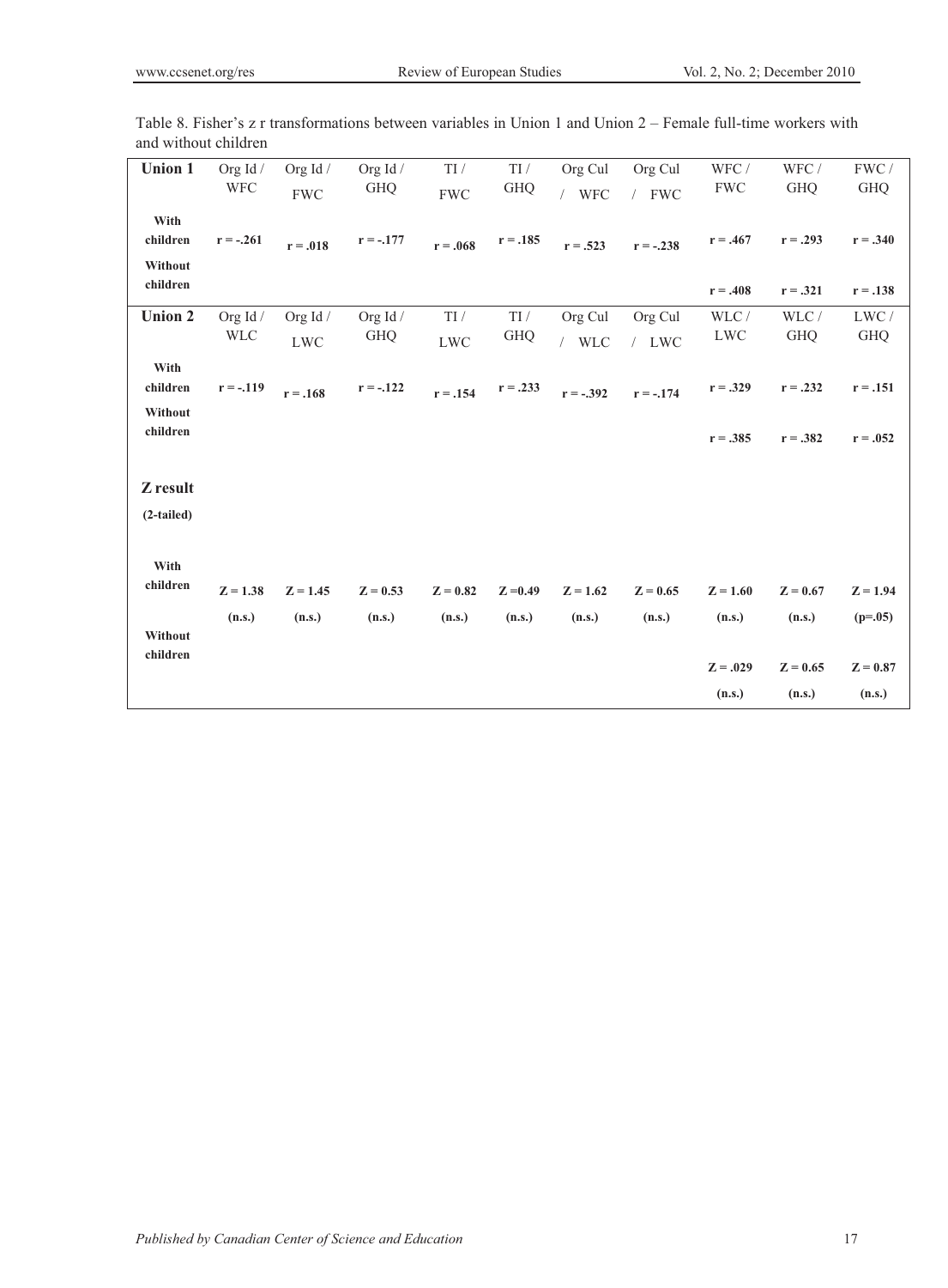Table 8. Fisher's z r transformations between variables in Union 1 and Union 2 – Female full-time workers with and without children

| **Union 1** | Org Id / WFC | Org Id / FWC | Org Id / GHQ | TI / FWC | TI / GHQ | Org Cul / WFC | Org Cul / FWC | WFC / FWC | WFC / GHQ | FWC / GHQ |
|---|---|---|---|---|---|---|---|---|---|---|
| **With children** | **r = -.261** | **r = .018** | **r = -.177** | **r = .068** | **r = .185** | **r = .523** | **r = -.238** | **r = .467** | **r = .293** | **r = .340** |
| **Without children** | | | | | | | | **r = .408** | **r = .321** | **r = .138** |
| **Union 2** | Org Id / WLC | Org Id / LWC | Org Id / GHQ | TI / LWC | TI / GHQ | Org Cul / WLC | Org Cul / LWC | WLC / LWC | WLC / GHQ | LWC / GHQ |
| **With children** | **r = -.119** | **r = .168** | **r = -.122** | **r = .154** | **r = .233** | **r = -.392** | **r = -.174** | **r = .329** | **r = .232** | **r = .151** |
| **Without children** | | | | | | | | **r = .385** | **r = .382** | **r = .052** |
| **Z result (2-tailed)** | | | | | | | | | | |
| **With children** | **Z = 1.38 (n.s.)** | **Z = 1.45 (n.s.)** | **Z = 0.53 (n.s.)** | **Z = 0.82 (n.s.)** | **Z =0.49 (n.s.)** | **Z = 1.62 (n.s.)** | **Z = 0.65 (n.s.)** | **Z = 1.60 (n.s.)** | **Z = 0.67 (n.s.)** | **Z = 1.94 (p=.05)** |
| **Without children** | | | | | | | | **Z = .029 (n.s.)** | **Z = 0.65 (n.s.)** | **Z = 0.87 (n.s.)** |